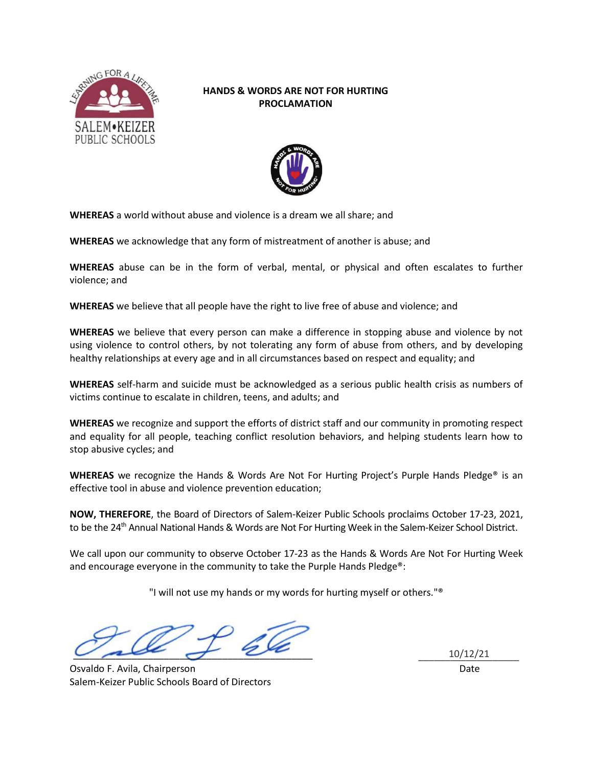# HANDS & WORDS ARE NOT FOR HURTING PROCLAMATION

**WHEREAS** a world without abuse and violence is a dream we all share; and

**WHEREAS** we acknowledge that any form of mistreatment of another is abuse; and

**WHEREAS** abuse can be in the form of verbal, mental, or physical and often escalates to further violence; and

**WHEREAS** we believe that all people have the right to live free of abuse and violence; and

**WHEREAS** we believe that every person can make a difference in stopping abuse and violence by not using violence to control others, by not tolerating any form of abuse from others, and by developing healthy relationships at every age and in all circumstances based on respect and equality; and

**WHEREAS** self-harm and suicide must be acknowledged as a serious public health crisis as numbers of victims continue to escalate in children, teens, and adults; and

**WHEREAS** we recognize and support the efforts of district staff and our community in promoting respect and equality for all people, teaching conflict resolution behaviors, and helping students learn how to stop abusive cycles; and

**WHEREAS** we recognize the Hands & Words Are Not For Hurting Project's Purple Hands Pledge® is an effective tool in abuse and violence prevention education;

**NOW, THEREFORE**, the Board of Directors of Salem-Keizer Public Schools proclaims October 17-23, 2021, to be the 24th Annual National Hands & Words are Not For Hurting Week in the Salem-Keizer School District.

We call upon our community to observe October 17-23 as the Hands & Words Are Not For Hurting Week and encourage everyone in the community to take the Purple Hands Pledge®:

"I will not use my hands or my words for hurting myself or others."®

Osvaldo F. Avila, Chairperson
Salem-Keizer Public Schools Board of Directors

10/12/21
Date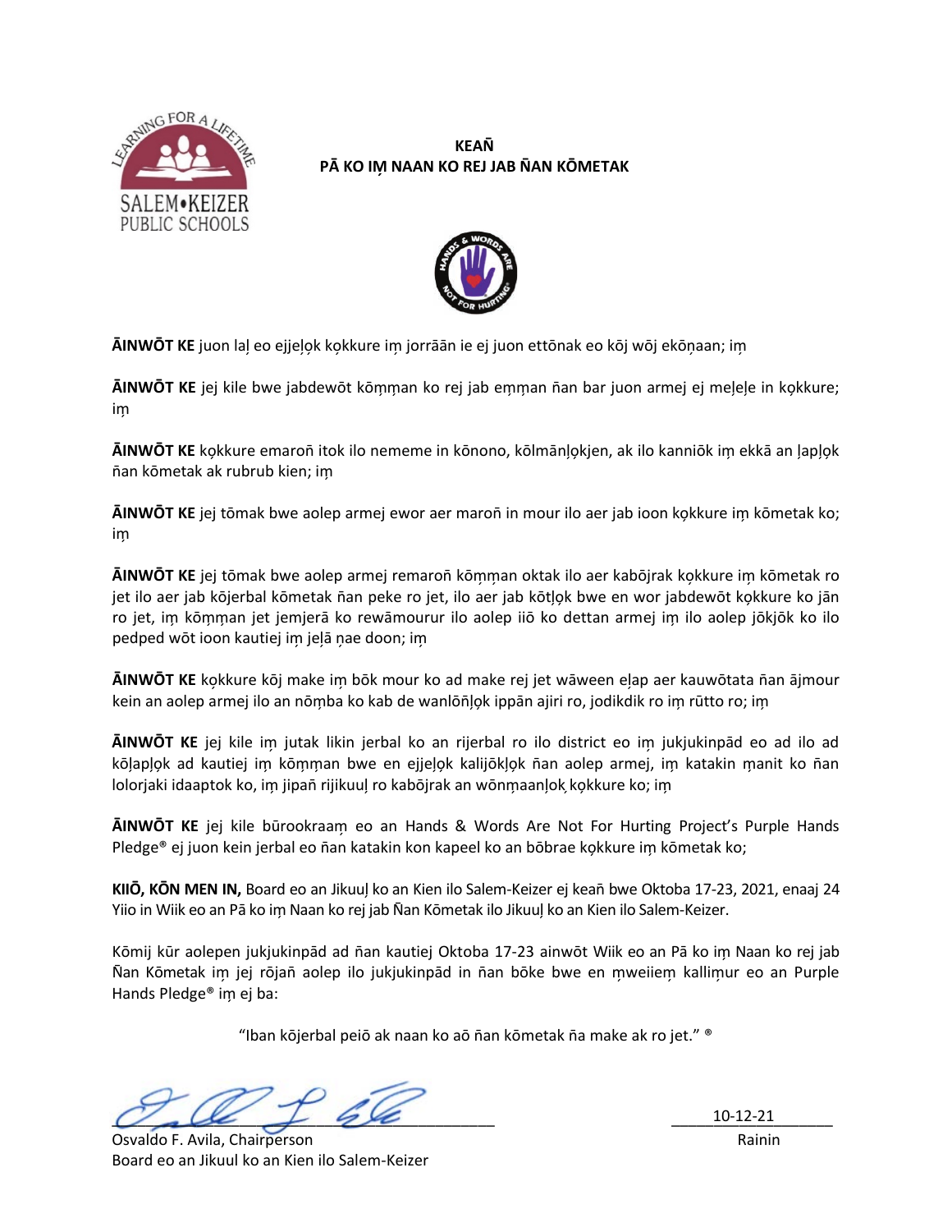**KEAÑ**
**PĀ KO IṂ NAAN KO REJ JAB ÑAN KŌMETAK**

**ĀINWŌT KE** juon laļ eo ejjeļọk kọkkure iṃ jorrāān ie ej juon ettōnak eo kōj wōj ekōṇaan; iṃ

**ĀINWŌT KE** jej kile bwe jabdewōt kōṃṃan ko rej jab eṃṃan ñan bar juon armej ej meļeļe in kọkkure; iṃ

**ĀINWŌT KE** kọkkure emaroñ itok ilo nememe in kōnono, kōlmānļọkjen, ak ilo kanniōk iṃ ekkā an ļapļọk ñan kōmetak ak rubrub kien; iṃ

**ĀINWŌT KE** jej tōmak bwe aolep armej ewor aer maroñ in mour ilo aer jab ioon kọkkure iṃ kōmetak ko; iṃ

**ĀINWŌT KE** jej tōmak bwe aolep armej remaroñ kōṃṃan oktak ilo aer kabōjrak kọkkure iṃ kōmetak ro jet ilo aer jab kōjerbal kōmetak ñan peke ro jet, ilo aer jab kōtļọk bwe en wor jabdewōt kọkkure ko jān ro jet, iṃ kōṃṃan jet jemjerā ko rewāmourur ilo aolep iiō ko dettan armej iṃ ilo aolep jōkjōk ko ilo pedped wōt ioon kautiej iṃ jeļā ṇae doon; iṃ

**ĀINWŌT KE** kọkkure kōj make iṃ bōk mour ko ad make rej jet wāween eļap aer kauwōtata ñan ājmour kein an aolep armej ilo an nōṃba ko kab de wanlōñļọk ippān ajiri ro, jodikdik ro iṃ rūtto ro; iṃ

**ĀINWŌT KE** jej kile iṃ jutak likin jerbal ko an rijerbal ro ilo district eo iṃ jukjukinpād eo ad ilo ad kōļapļọk ad kautiej iṃ kōṃṃan bwe en ejjeļọk kalijōkļọk ñan aolep armej, iṃ katakin ṃanit ko ñan lolorjaki idaaptok ko, iṃ jipañ rijikuuļ ro kabōjrak an wōnṃaanļọk kọkkure ko; iṃ

**ĀINWŌT KE** jej kile būrookraṃ eo an Hands & Words Are Not For Hurting Project's Purple Hands Pledge® ej juon kein jerbal eo ñan katakin kon kapeel ko an bōbrae kọkkure iṃ kōmetak ko;

**KIIŌ, KŌN MEN IN,** Board eo an Jikuuļ ko an Kien ilo Salem-Keizer ej keañ bwe Oktoba 17-23, 2021, enaaj 24 Yiio in Wiik eo an Pā ko iṃ Naan ko rej jab Ñan Kōmetak ilo Jikuuļ ko an Kien ilo Salem-Keizer.

Kōmij kūr aolepen jukjukinpād ad ñan kautiej Oktoba 17-23 ainwōt Wiik eo an Pā ko iṃ Naan ko rej jab Ñan Kōmetak iṃ jej rōjañ aolep ilo jukjukinpād in ñan bōke bwe en ṃweieṃ kalliṃur eo an Purple Hands Pledge® iṃ ej ba:

"Iban kōjerbal peiō ak naan ko aō ñan kōmetak ña make ak ro jet." ®

Osvaldo F. Avila, Chairperson
Board eo an Jikuul ko an Kien ilo Salem-Keizer

10-12-21
Rainin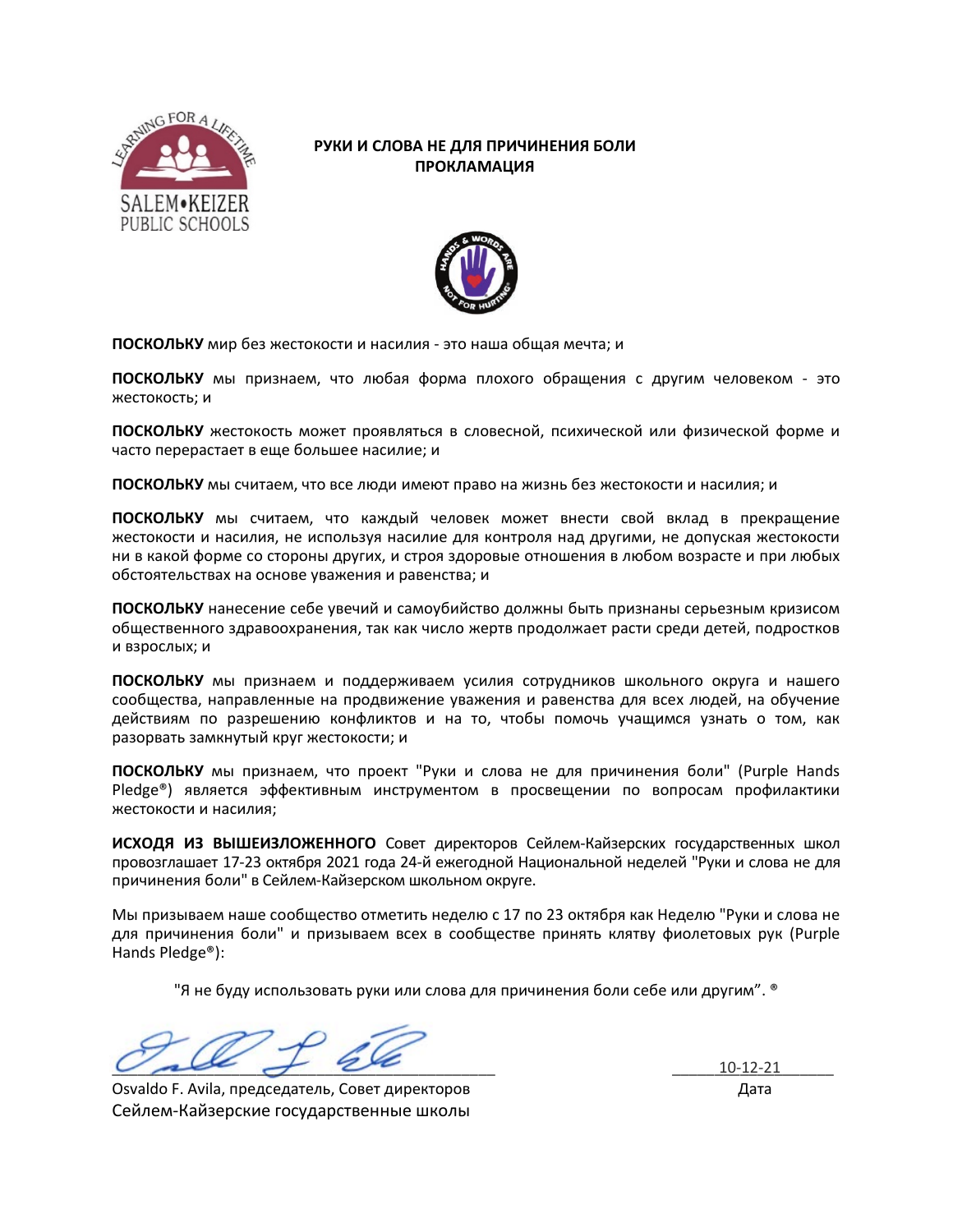# РУКИ И СЛОВА НЕ ДЛЯ ПРИЧИНЕНИЯ БОЛИ
## ПРОКЛАМАЦИЯ

**ПОСКОЛЬКУ** мир без жестокости и насилия - это наша общая мечта; и

**ПОСКОЛЬКУ** мы признаем, что любая форма плохого обращения с другим человеком - это жестокость; и

**ПОСКОЛЬКУ** жестокость может проявляться в словесной, психической или физической форме и часто перерастает в еще большее насилие; и

**ПОСКОЛЬКУ** мы считаем, что все люди имеют право на жизнь без жестокости и насилия; и

**ПОСКОЛЬКУ** мы считаем, что каждый человек может внести свой вклад в прекращение жестокости и насилия, не используя насилие для контроля над другими, не допуская жестокости ни в какой форме со стороны других, и строя здоровые отношения в любом возрасте и при любых обстоятельствах на основе уважения и равенства; и

**ПОСКОЛЬКУ** нанесение себе увечий и самоубийство должны быть признаны серьезным кризисом общественного здравоохранения, так как число жертв продолжает расти среди детей, подростков и взрослых; и

**ПОСКОЛЬКУ** мы признаем и поддерживаем усилия сотрудников школьного округа и нашего сообщества, направленные на продвижение уважения и равенства для всех людей, на обучение действиям по разрешению конфликтов и на то, чтобы помочь учащимся узнать о том, как разорвать замкнутый круг жестокости; и

**ПОСКОЛЬКУ** мы признаем, что проект "Руки и слова не для причинения боли" (Purple Hands Pledge®) является эффективным инструментом в просвещении по вопросам профилактики жестокости и насилия;

**ИСХОДЯ ИЗ ВЫШЕИЗЛОЖЕННОГО** Совет директоров Сейлем-Кайзерских государственных школ провозглашает 17-23 октября 2021 года 24-й ежегодной Национальной неделей "Руки и слова не для причинения боли" в Сейлем-Кайзерском школьном округе.

Мы призываем наше сообщество отметить неделю с 17 по 23 октября как Неделю "Руки и слова не для причинения боли" и призываем всех в сообществе принять клятву фиолетовых рук (Purple Hands Pledge®):

"Я не буду использовать руки или слова для причинения боли себе или другим". ®

Osvaldo F. Avila, председатель, Совет директоров
Сейлем-Кайзерские государственные школы

10-12-21
Дата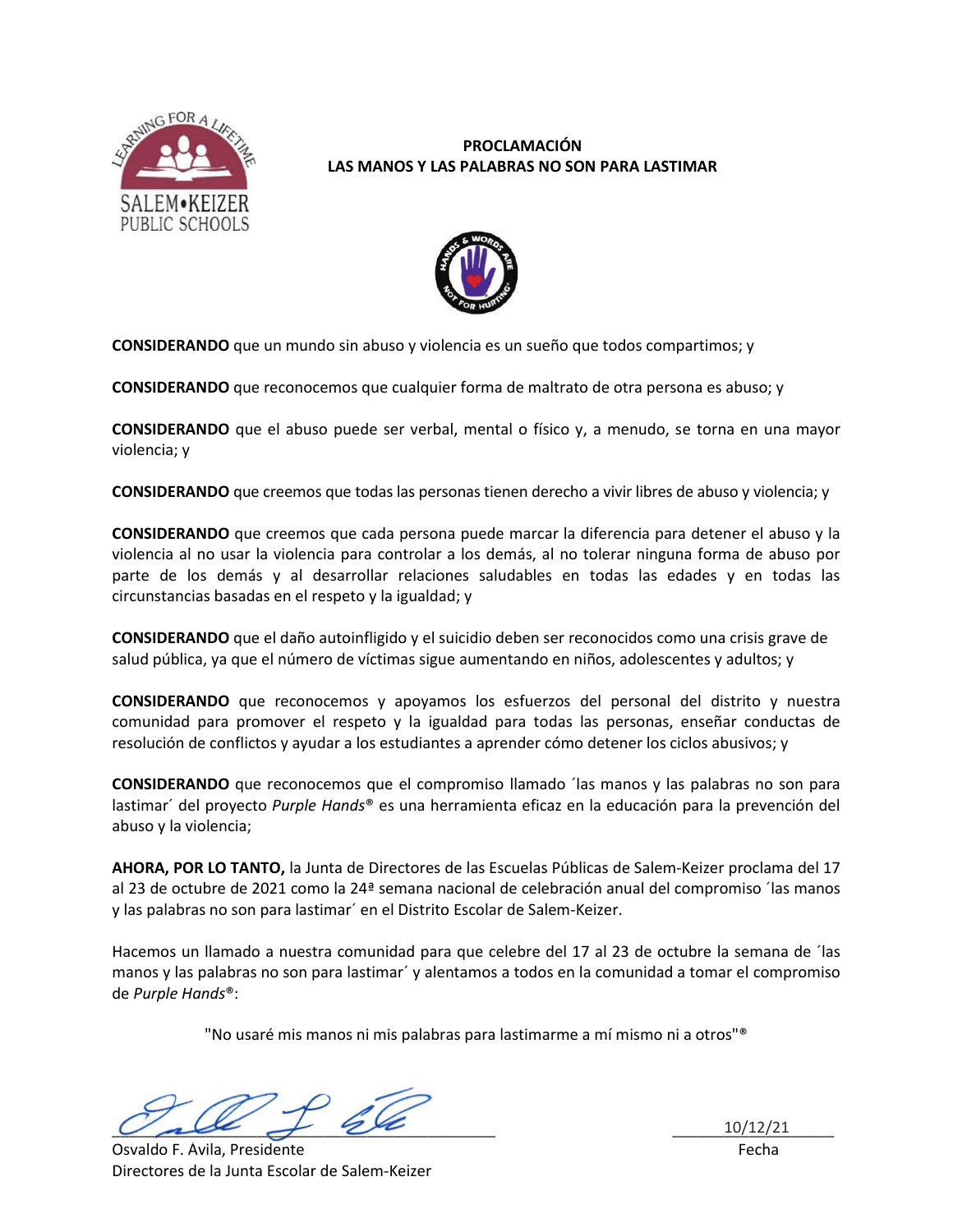SALEM•KEIZER PUBLIC SCHOOLS

LEARNING FOR A LIFETIME

# PROCLAMACIÓN
# LAS MANOS Y LAS PALABRAS NO SON PARA LASTIMAR

**CONSIDERANDO** que un mundo sin abuso y violencia es un sueño que todos compartimos; y

**CONSIDERANDO** que reconocemos que cualquier forma de maltrato de otra persona es abuso; y

**CONSIDERANDO** que el abuso puede ser verbal, mental o físico y, a menudo, se torna en una mayor violencia; y

**CONSIDERANDO** que creemos que todas las personas tienen derecho a vivir libres de abuso y violencia; y

**CONSIDERANDO** que creemos que cada persona puede marcar la diferencia para detener el abuso y la violencia al no usar la violencia para controlar a los demás, al no tolerar ninguna forma de abuso por parte de los demás y al desarrollar relaciones saludables en todas las edades y en todas las circunstancias basadas en el respeto y la igualdad; y

**CONSIDERANDO** que el daño autoinfligido y el suicidio deben ser reconocidos como una crisis grave de salud pública, ya que el número de víctimas sigue aumentando en niños, adolescentes y adultos; y

**CONSIDERANDO** que reconocemos y apoyamos los esfuerzos del personal del distrito y nuestra comunidad para promover el respeto y la igualdad para todas las personas, enseñar conductas de resolución de conflictos y ayudar a los estudiantes a aprender cómo detener los ciclos abusivos; y

**CONSIDERANDO** que reconocemos que el compromiso llamado ´las manos y las palabras no son para lastimar´ del proyecto *Purple Hands*® es una herramienta eficaz en la educación para la prevención del abuso y la violencia;

**AHORA, POR LO TANTO,** la Junta de Directores de las Escuelas Públicas de Salem-Keizer proclama del 17 al 23 de octubre de 2021 como la 24ª semana nacional de celebración anual del compromiso ´las manos y las palabras no son para lastimar´ en el Distrito Escolar de Salem-Keizer.

Hacemos un llamado a nuestra comunidad para que celebre del 17 al 23 de octubre la semana de ´las manos y las palabras no son para lastimar´ y alentamos a todos en la comunidad a tomar el compromiso de *Purple Hands*®:

"No usaré mis manos ni mis palabras para lastimarme a mí mismo ni a otros"®

Osvaldo F. Avila, Presidente
Directores de la Junta Escolar de Salem-Keizer

10/12/21
Fecha